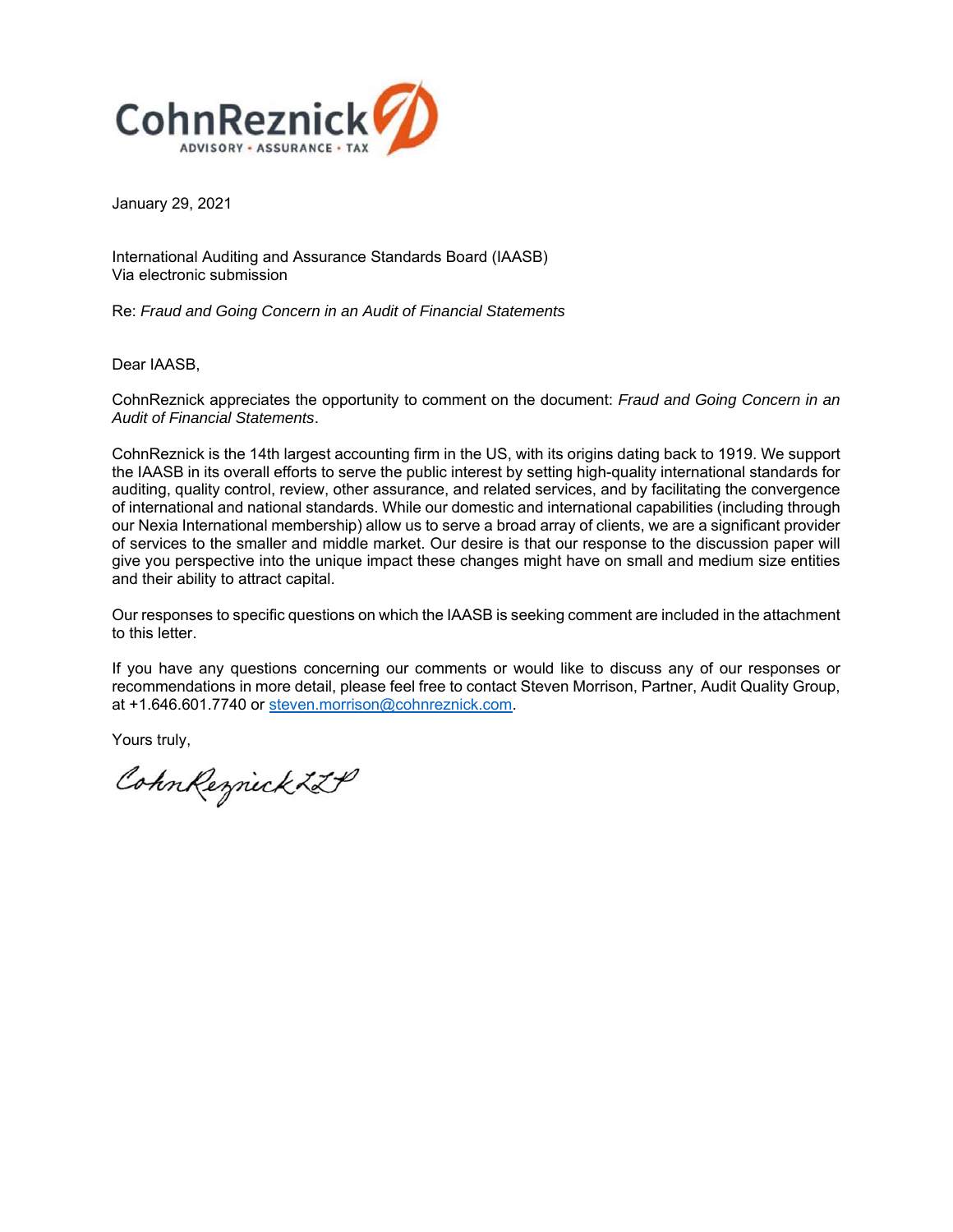CohnReznick
ADVISORY • ASSURANCE • TAX

January 29, 2021

International Auditing and Assurance Standards Board (IAASB)
Via electronic submission

Re: *Fraud and Going Concern in an Audit of Financial Statements*

Dear IAASB,

CohnReznick appreciates the opportunity to comment on the document: *Fraud and Going Concern in an Audit of Financial Statements*.

CohnReznick is the 14th largest accounting firm in the US, with its origins dating back to 1919. We support the IAASB in its overall efforts to serve the public interest by setting high-quality international standards for auditing, quality control, review, other assurance, and related services, and by facilitating the convergence of international and national standards. While our domestic and international capabilities (including through our Nexia International membership) allow us to serve a broad array of clients, we are a significant provider of services to the smaller and middle market. Our desire is that our response to the discussion paper will give you perspective into the unique impact these changes might have on small and medium size entities and their ability to attract capital.

Our responses to specific questions on which the IAASB is seeking comment are included in the attachment to this letter.

If you have any questions concerning our comments or would like to discuss any of our responses or recommendations in more detail, please feel free to contact Steven Morrison, Partner, Audit Quality Group, at +1.646.601.7740 or steven.morrison@cohnreznick.com.

Yours truly,

CohnReznick LLP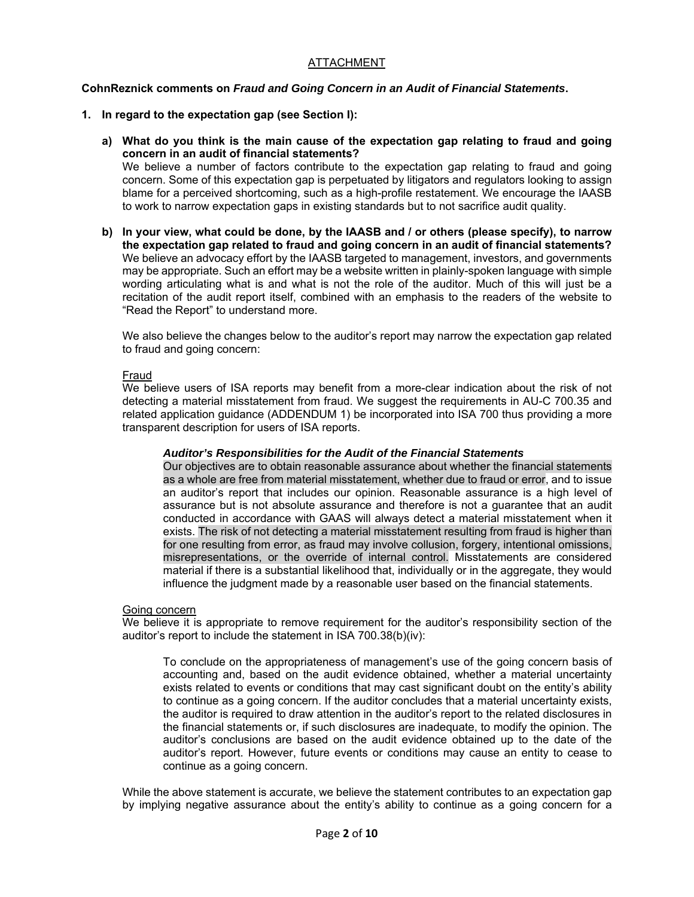ATTACHMENT

**CohnReznick comments on *Fraud and Going Concern in an Audit of Financial Statements*.**

**1. In regard to the expectation gap (see Section I):**

**a) What do you think is the main cause of the expectation gap relating to fraud and going concern in an audit of financial statements?**
We believe a number of factors contribute to the expectation gap relating to fraud and going concern. Some of this expectation gap is perpetuated by litigators and regulators looking to assign blame for a perceived shortcoming, such as a high-profile restatement. We encourage the IAASB to work to narrow expectation gaps in existing standards but to not sacrifice audit quality.

**b) In your view, what could be done, by the IAASB and / or others (please specify), to narrow the expectation gap related to fraud and going concern in an audit of financial statements?**
We believe an advocacy effort by the IAASB targeted to management, investors, and governments may be appropriate. Such an effort may be a website written in plainly-spoken language with simple wording articulating what is and what is not the role of the auditor. Much of this will just be a recitation of the audit report itself, combined with an emphasis to the readers of the website to "Read the Report" to understand more.

We also believe the changes below to the auditor's report may narrow the expectation gap related to fraud and going concern:

Fraud
We believe users of ISA reports may benefit from a more-clear indication about the risk of not detecting a material misstatement from fraud. We suggest the requirements in AU-C 700.35 and related application guidance (ADDENDUM 1) be incorporated into ISA 700 thus providing a more transparent description for users of ISA reports.

> ***Auditor's Responsibilities for the Audit of the Financial Statements***
> Our objectives are to obtain reasonable assurance about whether the financial statements as a whole are free from material misstatement, whether due to fraud or error, and to issue an auditor's report that includes our opinion. Reasonable assurance is a high level of assurance but is not absolute assurance and therefore is not a guarantee that an audit conducted in accordance with GAAS will always detect a material misstatement when it exists. The risk of not detecting a material misstatement resulting from fraud is higher than for one resulting from error, as fraud may involve collusion, forgery, intentional omissions, misrepresentations, or the override of internal control. Misstatements are considered material if there is a substantial likelihood that, individually or in the aggregate, they would influence the judgment made by a reasonable user based on the financial statements.

Going concern
We believe it is appropriate to remove requirement for the auditor's responsibility section of the auditor's report to include the statement in ISA 700.38(b)(iv):

> To conclude on the appropriateness of management's use of the going concern basis of accounting and, based on the audit evidence obtained, whether a material uncertainty exists related to events or conditions that may cast significant doubt on the entity's ability to continue as a going concern. If the auditor concludes that a material uncertainty exists, the auditor is required to draw attention in the auditor's report to the related disclosures in the financial statements or, if such disclosures are inadequate, to modify the opinion. The auditor's conclusions are based on the audit evidence obtained up to the date of the auditor's report. However, future events or conditions may cause an entity to cease to continue as a going concern.

While the above statement is accurate, we believe the statement contributes to an expectation gap by implying negative assurance about the entity's ability to continue as a going concern for a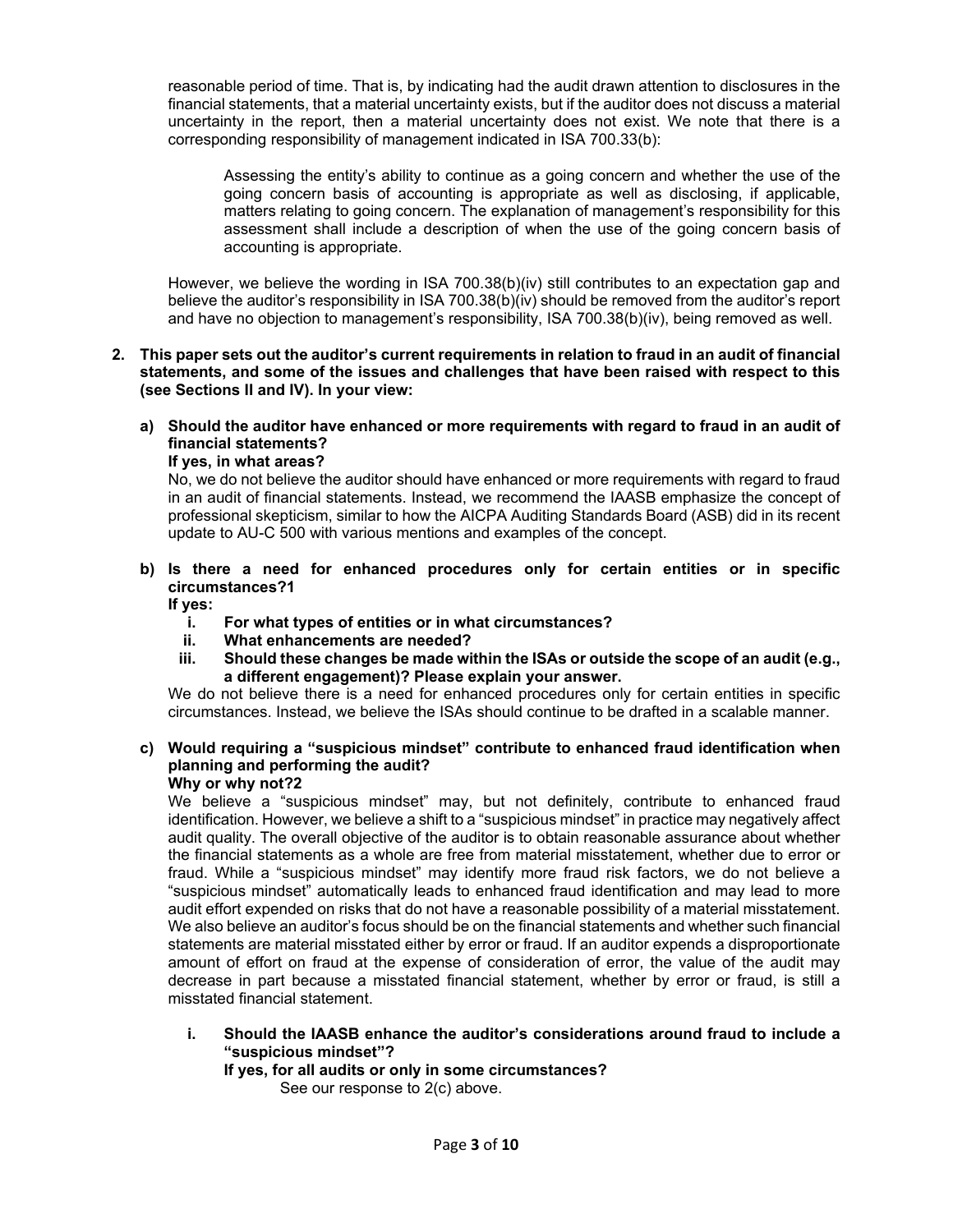reasonable period of time. That is, by indicating had the audit drawn attention to disclosures in the financial statements, that a material uncertainty exists, but if the auditor does not discuss a material uncertainty in the report, then a material uncertainty does not exist. We note that there is a corresponding responsibility of management indicated in ISA 700.33(b):

> Assessing the entity's ability to continue as a going concern and whether the use of the going concern basis of accounting is appropriate as well as disclosing, if applicable, matters relating to going concern. The explanation of management's responsibility for this assessment shall include a description of when the use of the going concern basis of accounting is appropriate.

However, we believe the wording in ISA 700.38(b)(iv) still contributes to an expectation gap and believe the auditor's responsibility in ISA 700.38(b)(iv) should be removed from the auditor's report and have no objection to management's responsibility, ISA 700.38(b)(iv), being removed as well.

**2. This paper sets out the auditor's current requirements in relation to fraud in an audit of financial statements, and some of the issues and challenges that have been raised with respect to this (see Sections II and IV). In your view:**

**a) Should the auditor have enhanced or more requirements with regard to fraud in an audit of financial statements?**
**If yes, in what areas?**

No, we do not believe the auditor should have enhanced or more requirements with regard to fraud in an audit of financial statements. Instead, we recommend the IAASB emphasize the concept of professional skepticism, similar to how the AICPA Auditing Standards Board (ASB) did in its recent update to AU-C 500 with various mentions and examples of the concept.

**b) Is there a need for enhanced procedures only for certain entities or in specific circumstances?[1]**
**If yes:**

**i. For what types of entities or in what circumstances?**
**ii. What enhancements are needed?**
**iii. Should these changes be made within the ISAs or outside the scope of an audit (e.g., a different engagement)? Please explain your answer.**

We do not believe there is a need for enhanced procedures only for certain entities in specific circumstances. Instead, we believe the ISAs should continue to be drafted in a scalable manner.

**c) Would requiring a "suspicious mindset" contribute to enhanced fraud identification when planning and performing the audit?**
**Why or why not?[2]**

We believe a "suspicious mindset" may, but not definitely, contribute to enhanced fraud identification. However, we believe a shift to a "suspicious mindset" in practice may negatively affect audit quality. The overall objective of the auditor is to obtain reasonable assurance about whether the financial statements as a whole are free from material misstatement, whether due to error or fraud. While a "suspicious mindset" may identify more fraud risk factors, we do not believe a "suspicious mindset" automatically leads to enhanced fraud identification and may lead to more audit effort expended on risks that do not have a reasonable possibility of a material misstatement. We also believe an auditor's focus should be on the financial statements and whether such financial statements are material misstated either by error or fraud. If an auditor expends a disproportionate amount of effort on fraud at the expense of consideration of error, the value of the audit may decrease in part because a misstated financial statement, whether by error or fraud, is still a misstated financial statement.

**i. Should the IAASB enhance the auditor's considerations around fraud to include a "suspicious mindset"?**
**If yes, for all audits or only in some circumstances?**

See our response to 2(c) above.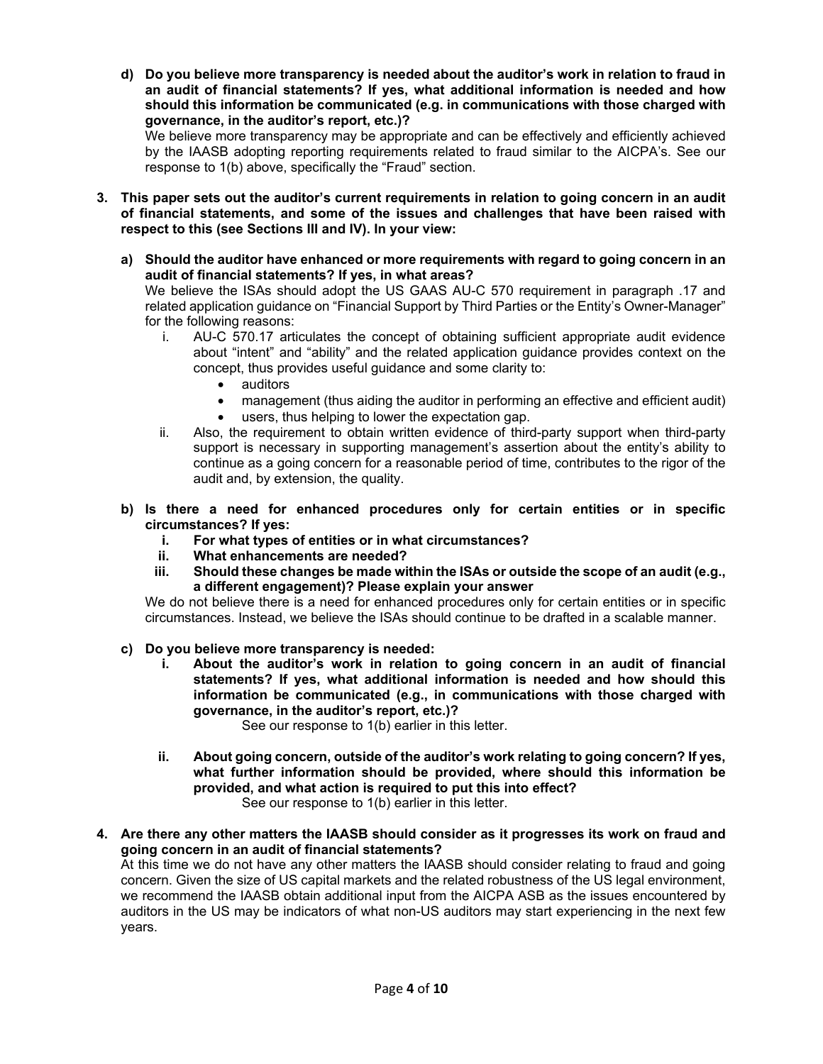d) **Do you believe more transparency is needed about the auditor's work in relation to fraud in an audit of financial statements? If yes, what additional information is needed and how should this information be communicated (e.g. in communications with those charged with governance, in the auditor's report, etc.)?**

   We believe more transparency may be appropriate and can be effectively and efficiently achieved by the IAASB adopting reporting requirements related to fraud similar to the AICPA's. See our response to 1(b) above, specifically the "Fraud" section.

3. **This paper sets out the auditor's current requirements in relation to going concern in an audit of financial statements, and some of the issues and challenges that have been raised with respect to this (see Sections III and IV). In your view:**

   a) **Should the auditor have enhanced or more requirements with regard to going concern in an audit of financial statements? If yes, in what areas?**

      We believe the ISAs should adopt the US GAAS AU-C 570 requirement in paragraph .17 and related application guidance on "Financial Support by Third Parties or the Entity's Owner-Manager" for the following reasons:

      i. AU-C 570.17 articulates the concept of obtaining sufficient appropriate audit evidence about "intent" and "ability" and the related application guidance provides context on the concept, thus provides useful guidance and some clarity to:
         - auditors
         - management (thus aiding the auditor in performing an effective and efficient audit)
         - users, thus helping to lower the expectation gap.

      ii. Also, the requirement to obtain written evidence of third-party support when third-party support is necessary in supporting management's assertion about the entity's ability to continue as a going concern for a reasonable period of time, contributes to the rigor of the audit and, by extension, the quality.

   b) **Is there a need for enhanced procedures only for certain entities or in specific circumstances? If yes:**
      **i. For what types of entities or in what circumstances?**
      **ii. What enhancements are needed?**
      **iii. Should these changes be made within the ISAs or outside the scope of an audit (e.g., a different engagement)? Please explain your answer**

      We do not believe there is a need for enhanced procedures only for certain entities or in specific circumstances. Instead, we believe the ISAs should continue to be drafted in a scalable manner.

   c) **Do you believe more transparency is needed:**

      i. **About the auditor's work in relation to going concern in an audit of financial statements? If yes, what additional information is needed and how should this information be communicated (e.g., in communications with those charged with governance, in the auditor's report, etc.)?**

         See our response to 1(b) earlier in this letter.

      ii. **About going concern, outside of the auditor's work relating to going concern? If yes, what further information should be provided, where should this information be provided, and what action is required to put this into effect?**

         See our response to 1(b) earlier in this letter.

4. **Are there any other matters the IAASB should consider as it progresses its work on fraud and going concern in an audit of financial statements?**

   At this time we do not have any other matters the IAASB should consider relating to fraud and going concern. Given the size of US capital markets and the related robustness of the US legal environment, we recommend the IAASB obtain additional input from the AICPA ASB as the issues encountered by auditors in the US may be indicators of what non-US auditors may start experiencing in the next few years.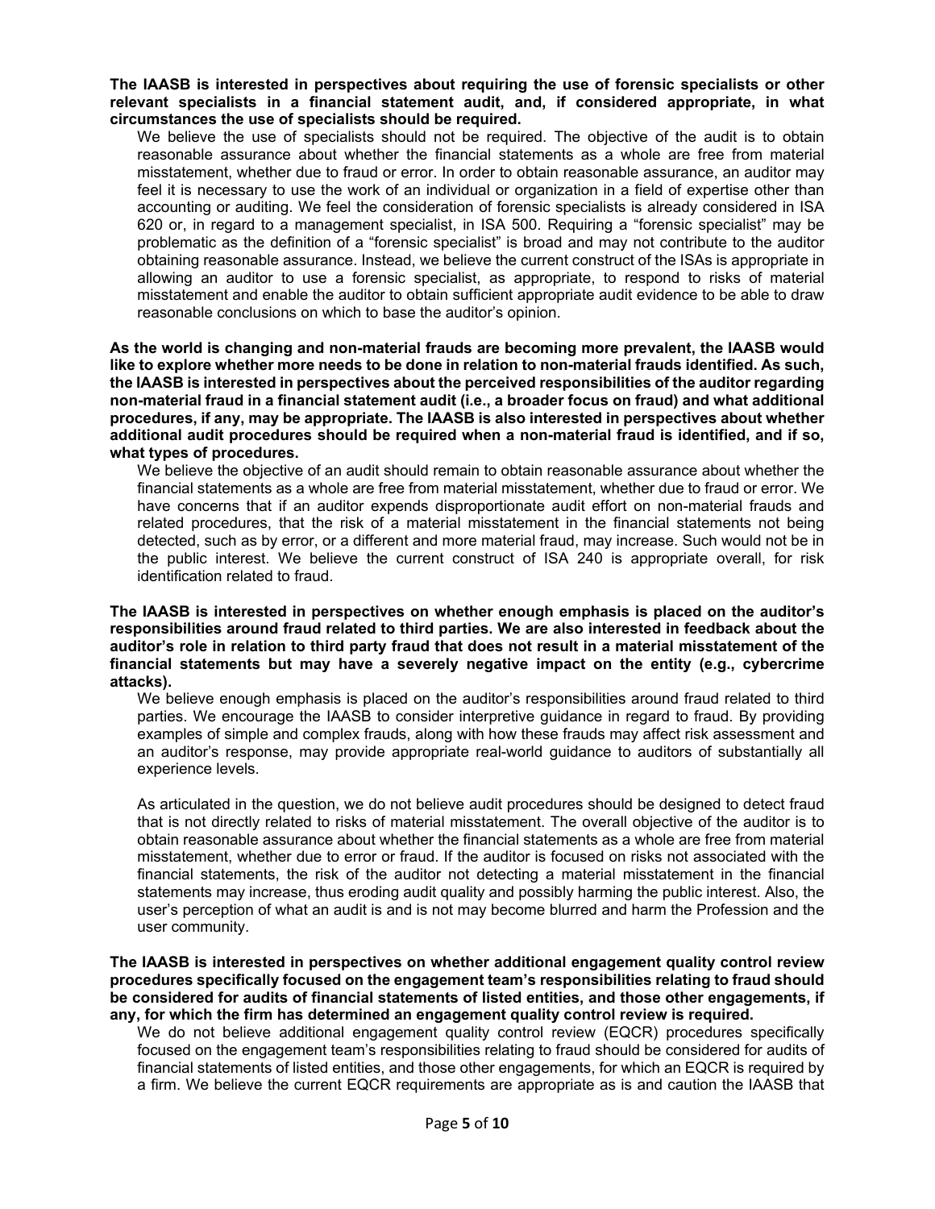**The IAASB is interested in perspectives about requiring the use of forensic specialists or other relevant specialists in a financial statement audit, and, if considered appropriate, in what circumstances the use of specialists should be required.**

We believe the use of specialists should not be required. The objective of the audit is to obtain reasonable assurance about whether the financial statements as a whole are free from material misstatement, whether due to fraud or error. In order to obtain reasonable assurance, an auditor may feel it is necessary to use the work of an individual or organization in a field of expertise other than accounting or auditing. We feel the consideration of forensic specialists is already considered in ISA 620 or, in regard to a management specialist, in ISA 500. Requiring a "forensic specialist" may be problematic as the definition of a "forensic specialist" is broad and may not contribute to the auditor obtaining reasonable assurance. Instead, we believe the current construct of the ISAs is appropriate in allowing an auditor to use a forensic specialist, as appropriate, to respond to risks of material misstatement and enable the auditor to obtain sufficient appropriate audit evidence to be able to draw reasonable conclusions on which to base the auditor's opinion.

**As the world is changing and non-material frauds are becoming more prevalent, the IAASB would like to explore whether more needs to be done in relation to non-material frauds identified. As such, the IAASB is interested in perspectives about the perceived responsibilities of the auditor regarding non-material fraud in a financial statement audit (i.e., a broader focus on fraud) and what additional procedures, if any, may be appropriate. The IAASB is also interested in perspectives about whether additional audit procedures should be required when a non-material fraud is identified, and if so, what types of procedures.**

We believe the objective of an audit should remain to obtain reasonable assurance about whether the financial statements as a whole are free from material misstatement, whether due to fraud or error. We have concerns that if an auditor expends disproportionate audit effort on non-material frauds and related procedures, that the risk of a material misstatement in the financial statements not being detected, such as by error, or a different and more material fraud, may increase. Such would not be in the public interest. We believe the current construct of ISA 240 is appropriate overall, for risk identification related to fraud.

**The IAASB is interested in perspectives on whether enough emphasis is placed on the auditor's responsibilities around fraud related to third parties. We are also interested in feedback about the auditor's role in relation to third party fraud that does not result in a material misstatement of the financial statements but may have a severely negative impact on the entity (e.g., cybercrime attacks).**

We believe enough emphasis is placed on the auditor's responsibilities around fraud related to third parties. We encourage the IAASB to consider interpretive guidance in regard to fraud. By providing examples of simple and complex frauds, along with how these frauds may affect risk assessment and an auditor's response, may provide appropriate real-world guidance to auditors of substantially all experience levels.

As articulated in the question, we do not believe audit procedures should be designed to detect fraud that is not directly related to risks of material misstatement. The overall objective of the auditor is to obtain reasonable assurance about whether the financial statements as a whole are free from material misstatement, whether due to error or fraud. If the auditor is focused on risks not associated with the financial statements, the risk of the auditor not detecting a material misstatement in the financial statements may increase, thus eroding audit quality and possibly harming the public interest. Also, the user's perception of what an audit is and is not may become blurred and harm the Profession and the user community.

**The IAASB is interested in perspectives on whether additional engagement quality control review procedures specifically focused on the engagement team's responsibilities relating to fraud should be considered for audits of financial statements of listed entities, and those other engagements, if any, for which the firm has determined an engagement quality control review is required.**

We do not believe additional engagement quality control review (EQCR) procedures specifically focused on the engagement team's responsibilities relating to fraud should be considered for audits of financial statements of listed entities, and those other engagements, for which an EQCR is required by a firm. We believe the current EQCR requirements are appropriate as is and caution the IAASB that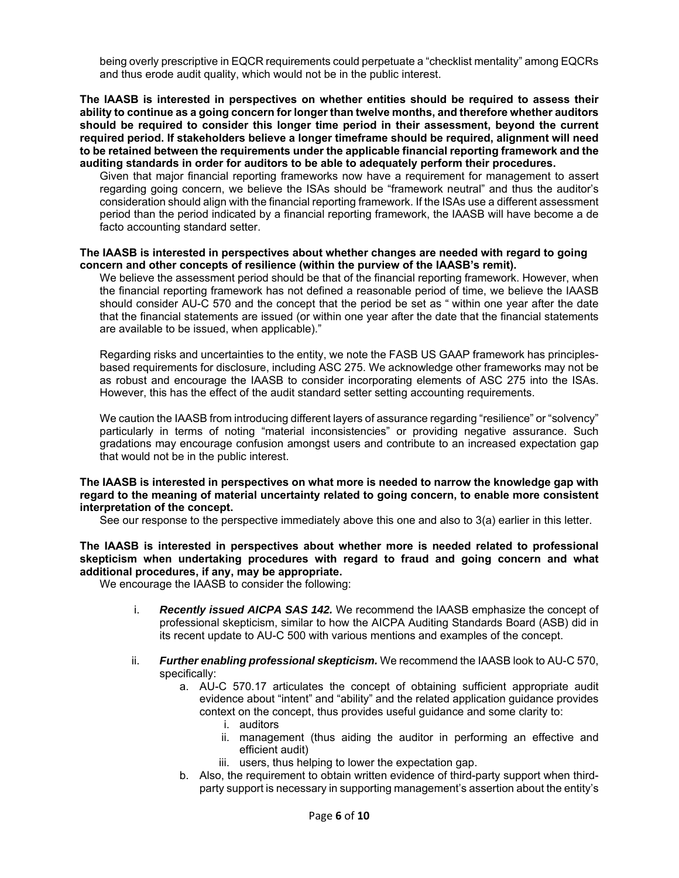being overly prescriptive in EQCR requirements could perpetuate a "checklist mentality" among EQCRs and thus erode audit quality, which would not be in the public interest.

**The IAASB is interested in perspectives on whether entities should be required to assess their ability to continue as a going concern for longer than twelve months, and therefore whether auditors should be required to consider this longer time period in their assessment, beyond the current required period. If stakeholders believe a longer timeframe should be required, alignment will need to be retained between the requirements under the applicable financial reporting framework and the auditing standards in order for auditors to be able to adequately perform their procedures.**

Given that major financial reporting frameworks now have a requirement for management to assert regarding going concern, we believe the ISAs should be "framework neutral" and thus the auditor's consideration should align with the financial reporting framework. If the ISAs use a different assessment period than the period indicated by a financial reporting framework, the IAASB will have become a de facto accounting standard setter.

**The IAASB is interested in perspectives about whether changes are needed with regard to going concern and other concepts of resilience (within the purview of the IAASB's remit).**

We believe the assessment period should be that of the financial reporting framework. However, when the financial reporting framework has not defined a reasonable period of time, we believe the IAASB should consider AU-C 570 and the concept that the period be set as " within one year after the date that the financial statements are issued (or within one year after the date that the financial statements are available to be issued, when applicable)."

Regarding risks and uncertainties to the entity, we note the FASB US GAAP framework has principles-based requirements for disclosure, including ASC 275. We acknowledge other frameworks may not be as robust and encourage the IAASB to consider incorporating elements of ASC 275 into the ISAs. However, this has the effect of the audit standard setter setting accounting requirements.

We caution the IAASB from introducing different layers of assurance regarding "resilience" or "solvency" particularly in terms of noting "material inconsistencies" or providing negative assurance. Such gradations may encourage confusion amongst users and contribute to an increased expectation gap that would not be in the public interest.

**The IAASB is interested in perspectives on what more is needed to narrow the knowledge gap with regard to the meaning of material uncertainty related to going concern, to enable more consistent interpretation of the concept.**

See our response to the perspective immediately above this one and also to 3(a) earlier in this letter.

**The IAASB is interested in perspectives about whether more is needed related to professional skepticism when undertaking procedures with regard to fraud and going concern and what additional procedures, if any, may be appropriate.**

We encourage the IAASB to consider the following:

i. ***Recently issued AICPA SAS 142.*** We recommend the IAASB emphasize the concept of professional skepticism, similar to how the AICPA Auditing Standards Board (ASB) did in its recent update to AU-C 500 with various mentions and examples of the concept.

ii. ***Further enabling professional skepticism.*** We recommend the IAASB look to AU-C 570, specifically:
   a. AU-C 570.17 articulates the concept of obtaining sufficient appropriate audit evidence about "intent" and "ability" and the related application guidance provides context on the concept, thus provides useful guidance and some clarity to:
      i. auditors
      ii. management (thus aiding the auditor in performing an effective and efficient audit)
      iii. users, thus helping to lower the expectation gap.
   b. Also, the requirement to obtain written evidence of third-party support when third-party support is necessary in supporting management's assertion about the entity's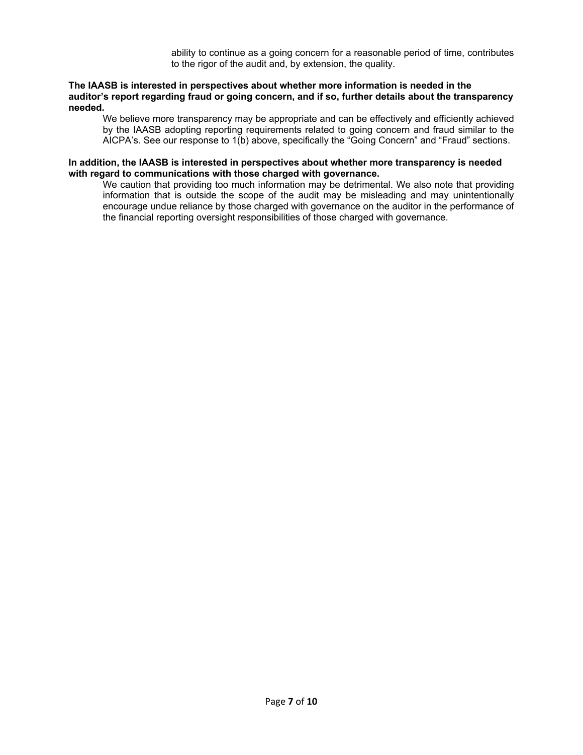ability to continue as a going concern for a reasonable period of time, contributes to the rigor of the audit and, by extension, the quality.

**The IAASB is interested in perspectives about whether more information is needed in the auditor's report regarding fraud or going concern, and if so, further details about the transparency needed.**

We believe more transparency may be appropriate and can be effectively and efficiently achieved by the IAASB adopting reporting requirements related to going concern and fraud similar to the AICPA's. See our response to 1(b) above, specifically the "Going Concern" and "Fraud" sections.

**In addition, the IAASB is interested in perspectives about whether more transparency is needed with regard to communications with those charged with governance.**

We caution that providing too much information may be detrimental. We also note that providing information that is outside the scope of the audit may be misleading and may unintentionally encourage undue reliance by those charged with governance on the auditor in the performance of the financial reporting oversight responsibilities of those charged with governance.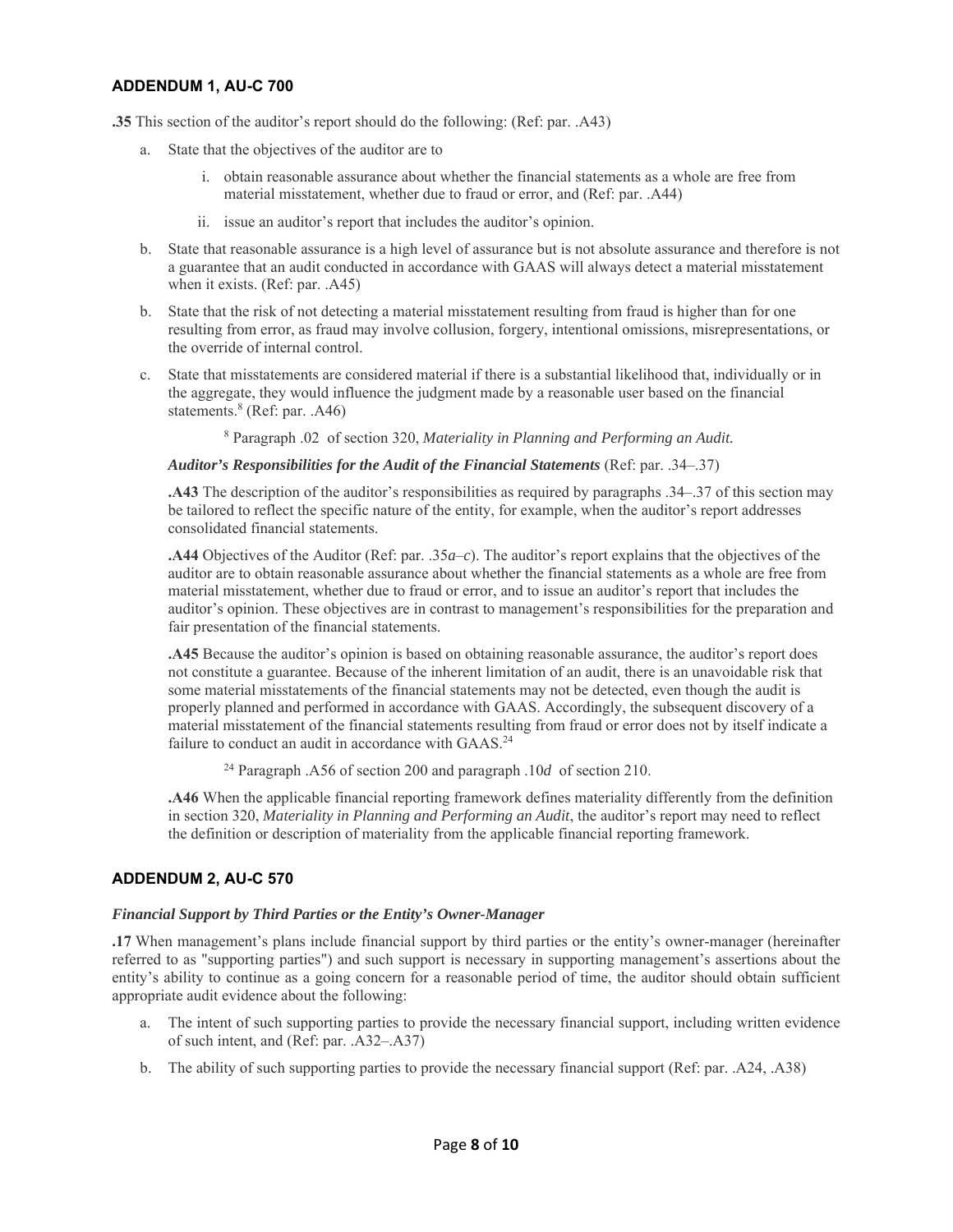### ADDENDUM 1, AU-C 700

**.35** This section of the auditor's report should do the following: (Ref: par. .A43)

a. State that the objectives of the auditor are to

   i. obtain reasonable assurance about whether the financial statements as a whole are free from material misstatement, whether due to fraud or error, and (Ref: par. .A44)

   ii. issue an auditor's report that includes the auditor's opinion.

b. State that reasonable assurance is a high level of assurance but is not absolute assurance and therefore is not a guarantee that an audit conducted in accordance with GAAS will always detect a material misstatement when it exists. (Ref: par. .A45)

b. State that the risk of not detecting a material misstatement resulting from fraud is higher than for one resulting from error, as fraud may involve collusion, forgery, intentional omissions, misrepresentations, or the override of internal control.

c. State that misstatements are considered material if there is a substantial likelihood that, individually or in the aggregate, they would influence the judgment made by a reasonable user based on the financial statements.[8] (Ref: par. .A46)

   [8] Paragraph .02 of section 320, *Materiality in Planning and Performing an Audit.*

***Auditor's Responsibilities for the Audit of the Financial Statements*** (Ref: par. .34–.37)

**.A43** The description of the auditor's responsibilities as required by paragraphs .34–.37 of this section may be tailored to reflect the specific nature of the entity, for example, when the auditor's report addresses consolidated financial statements.

**.A44** Objectives of the Auditor (Ref: par. .35*a–c*). The auditor's report explains that the objectives of the auditor are to obtain reasonable assurance about whether the financial statements as a whole are free from material misstatement, whether due to fraud or error, and to issue an auditor's report that includes the auditor's opinion. These objectives are in contrast to management's responsibilities for the preparation and fair presentation of the financial statements.

**.A45** Because the auditor's opinion is based on obtaining reasonable assurance, the auditor's report does not constitute a guarantee. Because of the inherent limitation of an audit, there is an unavoidable risk that some material misstatements of the financial statements may not be detected, even though the audit is properly planned and performed in accordance with GAAS. Accordingly, the subsequent discovery of a material misstatement of the financial statements resulting from fraud or error does not by itself indicate a failure to conduct an audit in accordance with GAAS.[24]

   [24] Paragraph .A56 of section 200 and paragraph .10*d* of section 210.

**.A46** When the applicable financial reporting framework defines materiality differently from the definition in section 320, *Materiality in Planning and Performing an Audit*, the auditor's report may need to reflect the definition or description of materiality from the applicable financial reporting framework.

### ADDENDUM 2, AU-C 570

***Financial Support by Third Parties or the Entity's Owner-Manager***

**.17** When management's plans include financial support by third parties or the entity's owner-manager (hereinafter referred to as "supporting parties") and such support is necessary in supporting management's assertions about the entity's ability to continue as a going concern for a reasonable period of time, the auditor should obtain sufficient appropriate audit evidence about the following:

a. The intent of such supporting parties to provide the necessary financial support, including written evidence of such intent, and (Ref: par. .A32–.A37)

b. The ability of such supporting parties to provide the necessary financial support (Ref: par. .A24, .A38)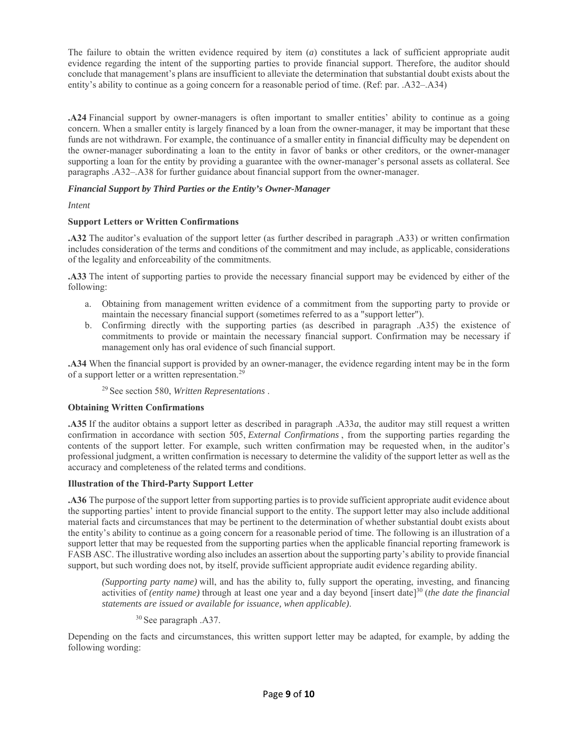The failure to obtain the written evidence required by item (*a*) constitutes a lack of sufficient appropriate audit evidence regarding the intent of the supporting parties to provide financial support. Therefore, the auditor should conclude that management's plans are insufficient to alleviate the determination that substantial doubt exists about the entity's ability to continue as a going concern for a reasonable period of time. (Ref: par. .A32–.A34)

**.A24** Financial support by owner-managers is often important to smaller entities' ability to continue as a going concern. When a smaller entity is largely financed by a loan from the owner-manager, it may be important that these funds are not withdrawn. For example, the continuance of a smaller entity in financial difficulty may be dependent on the owner-manager subordinating a loan to the entity in favor of banks or other creditors, or the owner-manager supporting a loan for the entity by providing a guarantee with the owner-manager's personal assets as collateral. See paragraphs .A32–.A38 for further guidance about financial support from the owner-manager.

***Financial Support by Third Parties or the Entity's Owner-Manager***

*Intent*

**Support Letters or Written Confirmations**

**.A32** The auditor's evaluation of the support letter (as further described in paragraph .A33) or written confirmation includes consideration of the terms and conditions of the commitment and may include, as applicable, considerations of the legality and enforceability of the commitments.

**.A33** The intent of supporting parties to provide the necessary financial support may be evidenced by either of the following:

a. Obtaining from management written evidence of a commitment from the supporting party to provide or maintain the necessary financial support (sometimes referred to as a "support letter").
b. Confirming directly with the supporting parties (as described in paragraph .A35) the existence of commitments to provide or maintain the necessary financial support. Confirmation may be necessary if management only has oral evidence of such financial support.

**.A34** When the financial support is provided by an owner-manager, the evidence regarding intent may be in the form of a support letter or a written representation.[29]

[29] See section 580, *Written Representations* .

**Obtaining Written Confirmations**

**.A35** If the auditor obtains a support letter as described in paragraph .A33*a*, the auditor may still request a written confirmation in accordance with section 505, *External Confirmations* , from the supporting parties regarding the contents of the support letter. For example, such written confirmation may be requested when, in the auditor's professional judgment, a written confirmation is necessary to determine the validity of the support letter as well as the accuracy and completeness of the related terms and conditions.

**Illustration of the Third-Party Support Letter**

**.A36** The purpose of the support letter from supporting parties is to provide sufficient appropriate audit evidence about the supporting parties' intent to provide financial support to the entity. The support letter may also include additional material facts and circumstances that may be pertinent to the determination of whether substantial doubt exists about the entity's ability to continue as a going concern for a reasonable period of time. The following is an illustration of a support letter that may be requested from the supporting parties when the applicable financial reporting framework is FASB ASC. The illustrative wording also includes an assertion about the supporting party's ability to provide financial support, but such wording does not, by itself, provide sufficient appropriate audit evidence regarding ability.

> *(Supporting party name)* will, and has the ability to, fully support the operating, investing, and financing activities of *(entity name)* through at least one year and a day beyond [insert date][30] (*the date the financial statements are issued or available for issuance, when applicable)*.
>
> [30] See paragraph .A37.

Depending on the facts and circumstances, this written support letter may be adapted, for example, by adding the following wording: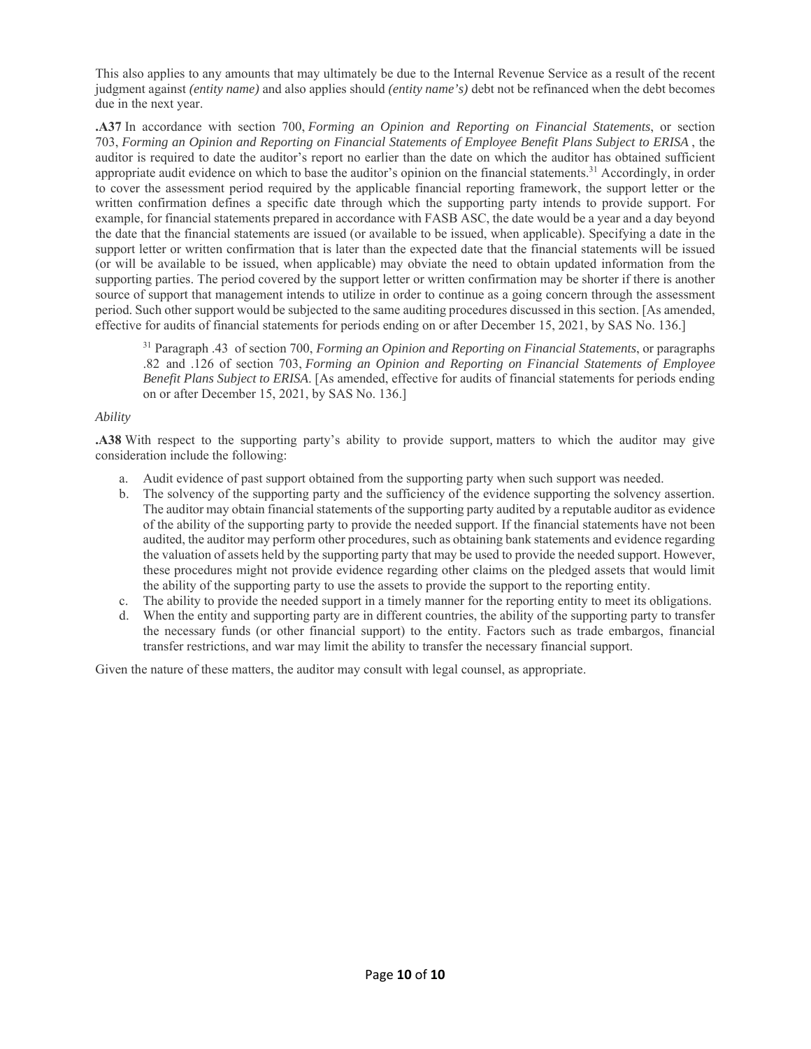This also applies to any amounts that may ultimately be due to the Internal Revenue Service as a result of the recent judgment against *(entity name)* and also applies should *(entity name's)* debt not be refinanced when the debt becomes due in the next year.

**.A37** In accordance with section 700, *Forming an Opinion and Reporting on Financial Statements*, or section 703, *Forming an Opinion and Reporting on Financial Statements of Employee Benefit Plans Subject to ERISA* , the auditor is required to date the auditor's report no earlier than the date on which the auditor has obtained sufficient appropriate audit evidence on which to base the auditor's opinion on the financial statements.[31] Accordingly, in order to cover the assessment period required by the applicable financial reporting framework, the support letter or the written confirmation defines a specific date through which the supporting party intends to provide support. For example, for financial statements prepared in accordance with FASB ASC, the date would be a year and a day beyond the date that the financial statements are issued (or available to be issued, when applicable). Specifying a date in the support letter or written confirmation that is later than the expected date that the financial statements will be issued (or will be available to be issued, when applicable) may obviate the need to obtain updated information from the supporting parties. The period covered by the support letter or written confirmation may be shorter if there is another source of support that management intends to utilize in order to continue as a going concern through the assessment period. Such other support would be subjected to the same auditing procedures discussed in this section. [As amended, effective for audits of financial statements for periods ending on or after December 15, 2021, by SAS No. 136.]

> [31] Paragraph .43 of section 700, *Forming an Opinion and Reporting on Financial Statements*, or paragraphs .82 and .126 of section 703, *Forming an Opinion and Reporting on Financial Statements of Employee Benefit Plans Subject to ERISA.* [As amended, effective for audits of financial statements for periods ending on or after December 15, 2021, by SAS No. 136.]

*Ability*

**.A38** With respect to the supporting party's ability to provide support*,* matters to which the auditor may give consideration include the following:

a. Audit evidence of past support obtained from the supporting party when such support was needed.
b. The solvency of the supporting party and the sufficiency of the evidence supporting the solvency assertion. The auditor may obtain financial statements of the supporting party audited by a reputable auditor as evidence of the ability of the supporting party to provide the needed support. If the financial statements have not been audited, the auditor may perform other procedures, such as obtaining bank statements and evidence regarding the valuation of assets held by the supporting party that may be used to provide the needed support. However, these procedures might not provide evidence regarding other claims on the pledged assets that would limit the ability of the supporting party to use the assets to provide the support to the reporting entity.
c. The ability to provide the needed support in a timely manner for the reporting entity to meet its obligations.
d. When the entity and supporting party are in different countries, the ability of the supporting party to transfer the necessary funds (or other financial support) to the entity. Factors such as trade embargos, financial transfer restrictions, and war may limit the ability to transfer the necessary financial support.

Given the nature of these matters, the auditor may consult with legal counsel, as appropriate.